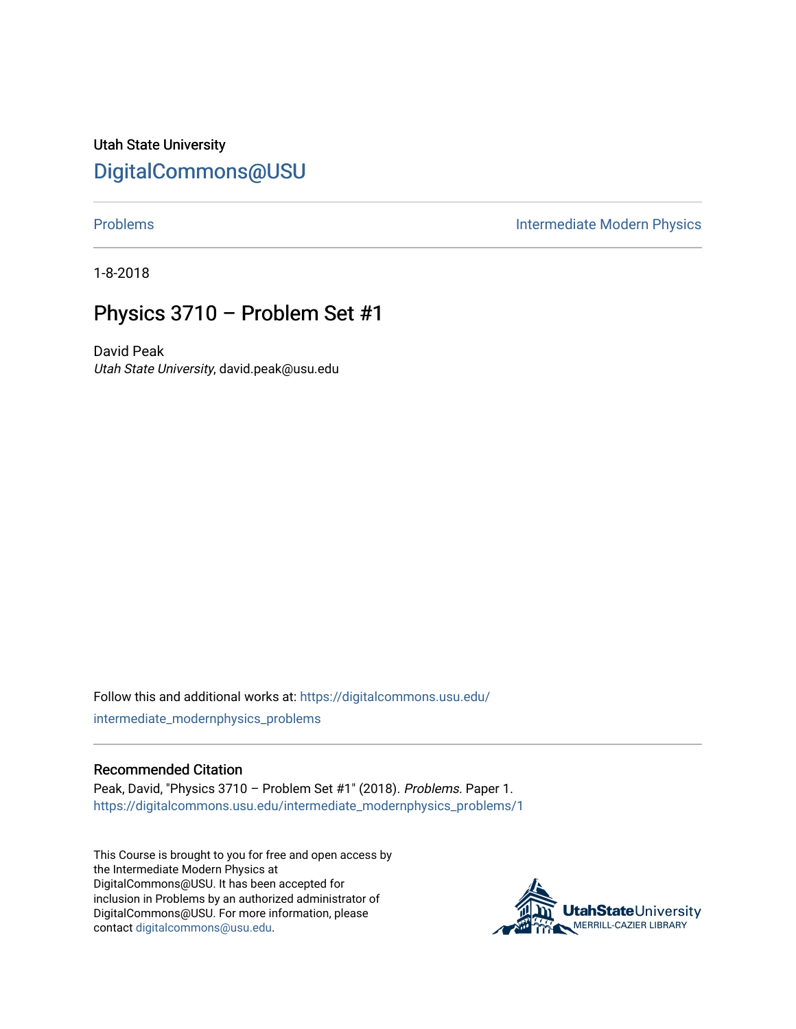Utah State University

# DigitalCommons@USU

Problems | Intermediate Modern Physics

1-8-2018

## Physics 3710 – Problem Set #1

David Peak
*Utah State University*, david.peak@usu.edu

Follow this and additional works at: https://digitalcommons.usu.edu/intermediate_modernphysics_problems

### Recommended Citation

Peak, David, "Physics 3710 – Problem Set #1" (2018). *Problems.* Paper 1.
https://digitalcommons.usu.edu/intermediate_modernphysics_problems/1

This Course is brought to you for free and open access by the Intermediate Modern Physics at DigitalCommons@USU. It has been accepted for inclusion in Problems by an authorized administrator of DigitalCommons@USU. For more information, please contact digitalcommons@usu.edu.

UtahStateUniversity MERRILL-CAZIER LIBRARY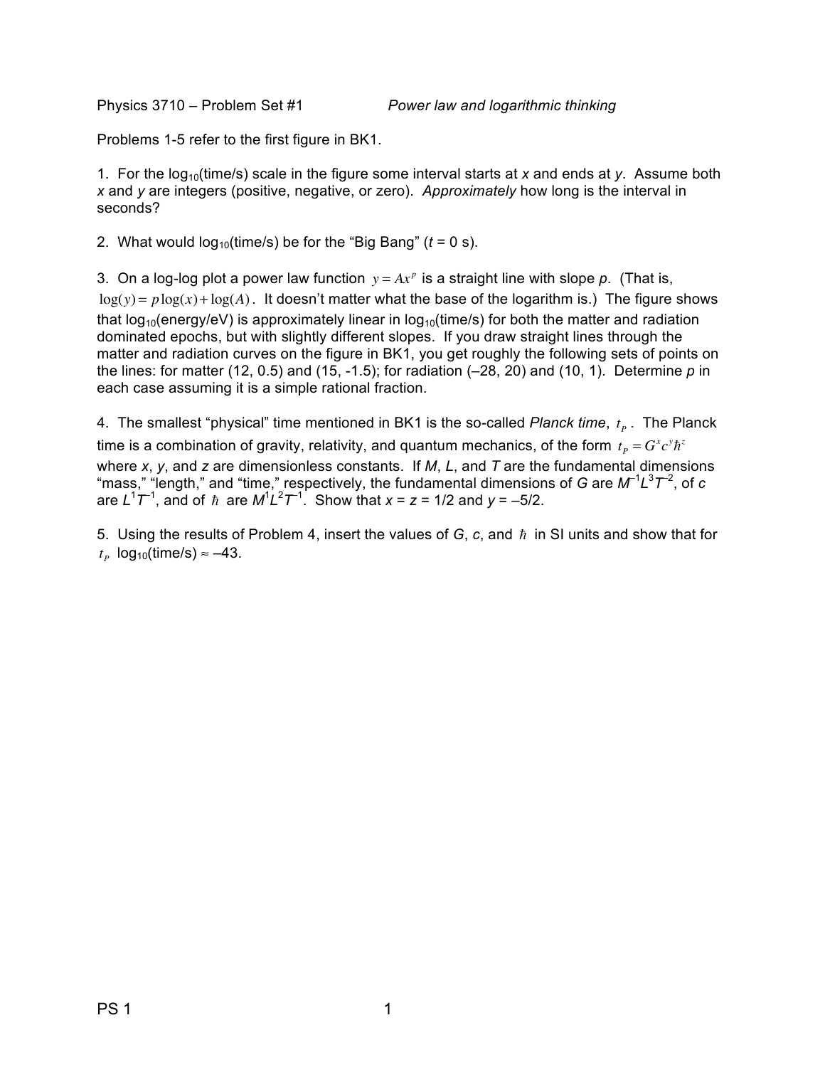Physics 3710 – Problem Set #1 *Power law and logarithmic thinking*

Problems 1-5 refer to the first figure in BK1.

1. For the $\log_{10}$(time/s) scale in the figure some interval starts at *x* and ends at *y*. Assume both *x* and *y* are integers (positive, negative, or zero). *Approximately* how long is the interval in seconds?

2. What would $\log_{10}$(time/s) be for the "Big Bang" ($t$ = 0 s).

3. On a log-log plot a power law function $y = Ax^p$ is a straight line with slope *p*. (That is, $\log(y) = p\log(x) + \log(A)$. It doesn't matter what the base of the logarithm is.) The figure shows that $\log_{10}$(energy/eV) is approximately linear in $\log_{10}$(time/s) for both the matter and radiation dominated epochs, but with slightly different slopes. If you draw straight lines through the matter and radiation curves on the figure in BK1, you get roughly the following sets of points on the lines: for matter (12, 0.5) and (15, -1.5); for radiation (–28, 20) and (10, 1). Determine *p* in each case assuming it is a simple rational fraction.

4. The smallest "physical" time mentioned in BK1 is the so-called *Planck time*, $t_P$. The Planck time is a combination of gravity, relativity, and quantum mechanics, of the form $t_P = G^x c^y \hbar^z$ where *x*, *y*, and *z* are dimensionless constants. If *M*, *L*, and *T* are the fundamental dimensions "mass," "length," and "time," respectively, the fundamental dimensions of *G* are $M^{-1}L^3T^{-2}$, of *c* are $L^1T^{-1}$, and of $\hbar$ are $M^1L^2T^{-1}$. Show that $x = z = 1/2$ and $y = -5/2$.

5. Using the results of Problem 4, insert the values of *G*, *c*, and $\hbar$ in SI units and show that for $t_P$ $\log_{10}$(time/s) $\approx$ –43.